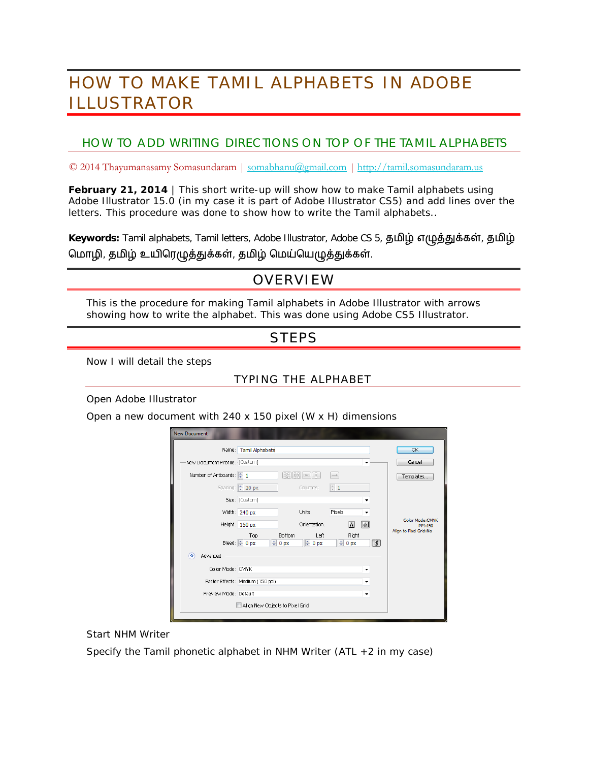# HOW TO MAKE TAMIL ALPHABETS IN ADOBE ILLUSTRATOR

## HOW TO ADD WRITING DIRECTIONS ON TOP OF THE TAMIL ALPHABETS

© 2014 Thayumanasamy Somasundaram | somabhanu@gmail.com | http://tamil.somasundaram.us

**February 21, 2014** | This short write-up will show how to make Tamil alphabets using Adobe Illustrator 15.0 (in my case it is part of Adobe Illustrator CS5) and add lines over the letters. This procedure was done to show how to write the Tamil alphabets..

**Keywords:** Tamil alphabets, Tamil letters, Adobe Illustrator, Adobe CS 5, தமிழ் எழுத்துக்கள், தமிழ் மொழி, தமிழ் உயிரெழுத்துக்கள், தமிழ் மெய்யெழுத்துக்கள்.

# OVERVIEW

This is the procedure for making Tamil alphabets in Adobe Illustrator with arrows showing how to write the alphabet. This was done using Adobe CS5 Illustrator.

# STEPS

Now I will detail the steps

### TYPING THE ALPHABET

Open Adobe Illustrator

Open a new document with 240 x 150 pixel (W x H) dimensions

Start NHM Writer

Specify the Tamil phonetic alphabet in NHM Writer (ATL +2 in my case)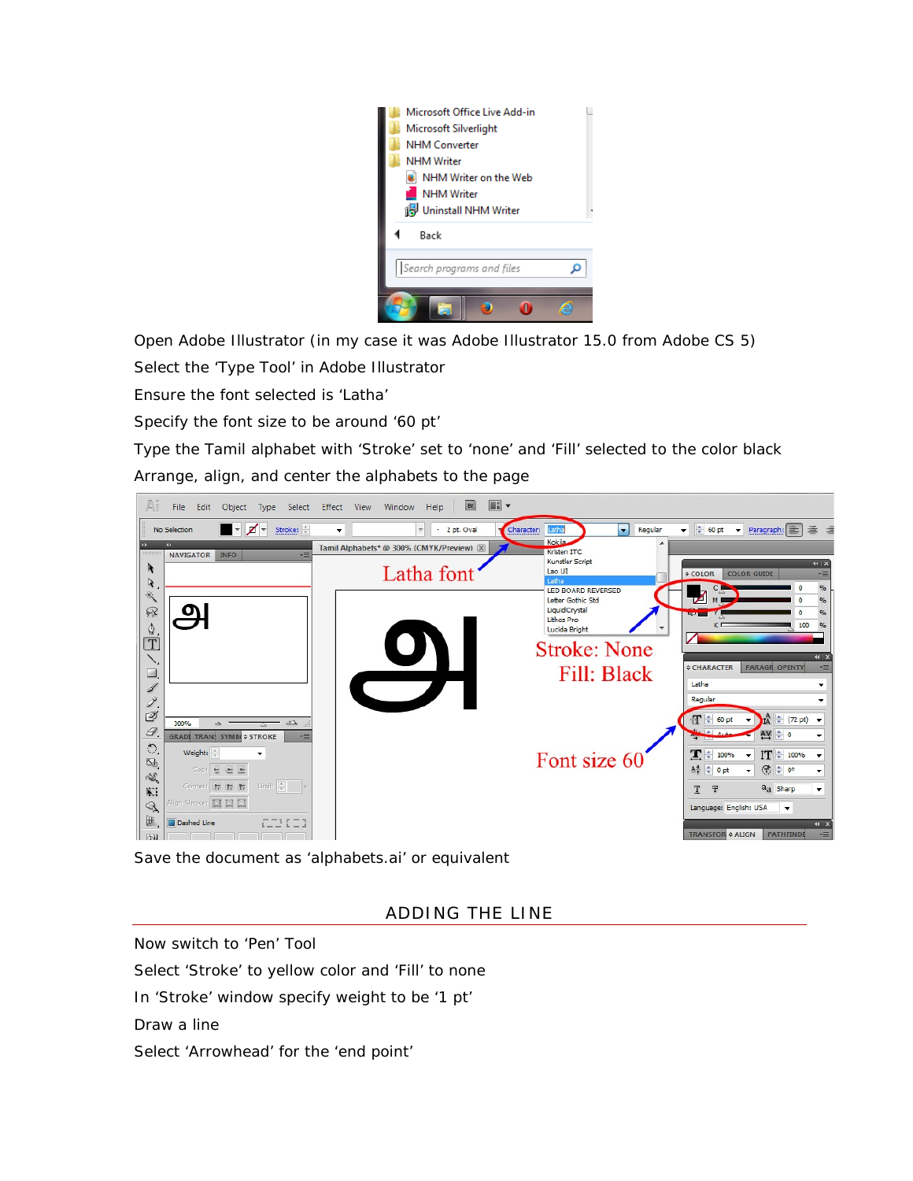Open Adobe Illustrator (in my case it was Adobe Illustrator 15.0 from Adobe CS 5)

Select the 'Type Tool' in Adobe Illustrator

Ensure the font selected is 'Latha'

Specify the font size to be around '60 pt'

Type the Tamil alphabet with 'Stroke' set to 'none' and 'Fill' selected to the color black

Arrange, align, and center the alphabets to the page

Save the document as 'alphabets.ai' or equivalent

## ADDING THE LINE

Now switch to 'Pen' Tool

Select 'Stroke' to yellow color and 'Fill' to none

In 'Stroke' window specify weight to be '1 pt'

Draw a line

Select 'Arrowhead' for the 'end point'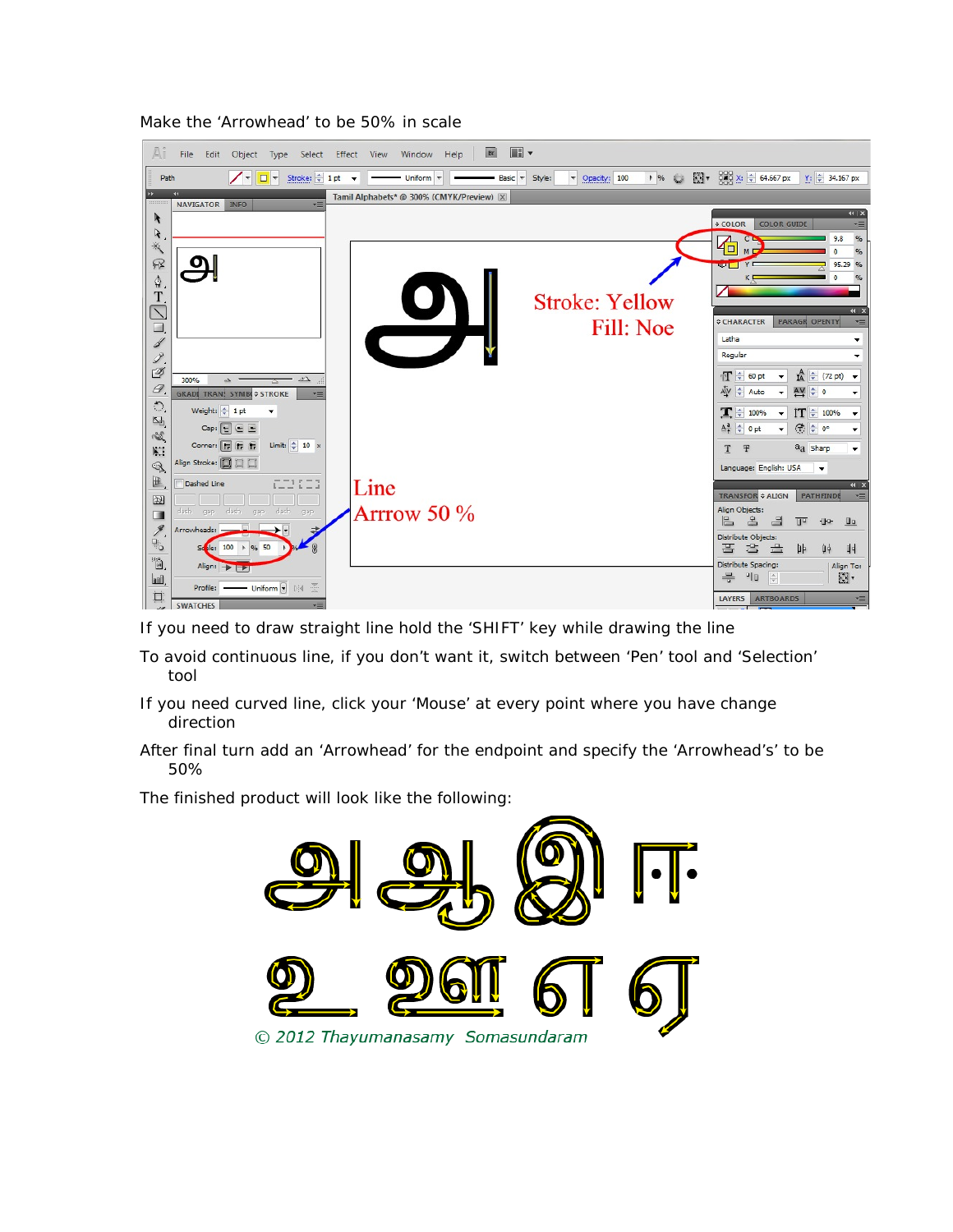Make the 'Arrowhead' to be 50% in scale

If you need to draw straight line hold the 'SHIFT' key while drawing the line

To avoid continuous line, if you don't want it, switch between 'Pen' tool and 'Selection' tool

If you need curved line, click your 'Mouse' at every point where you have change direction

After final turn add an 'Arrowhead' for the endpoint and specify the 'Arrowhead's' to be 50%

The finished product will look like the following:

*© 2012 Thayumanasamy Somasundaram*